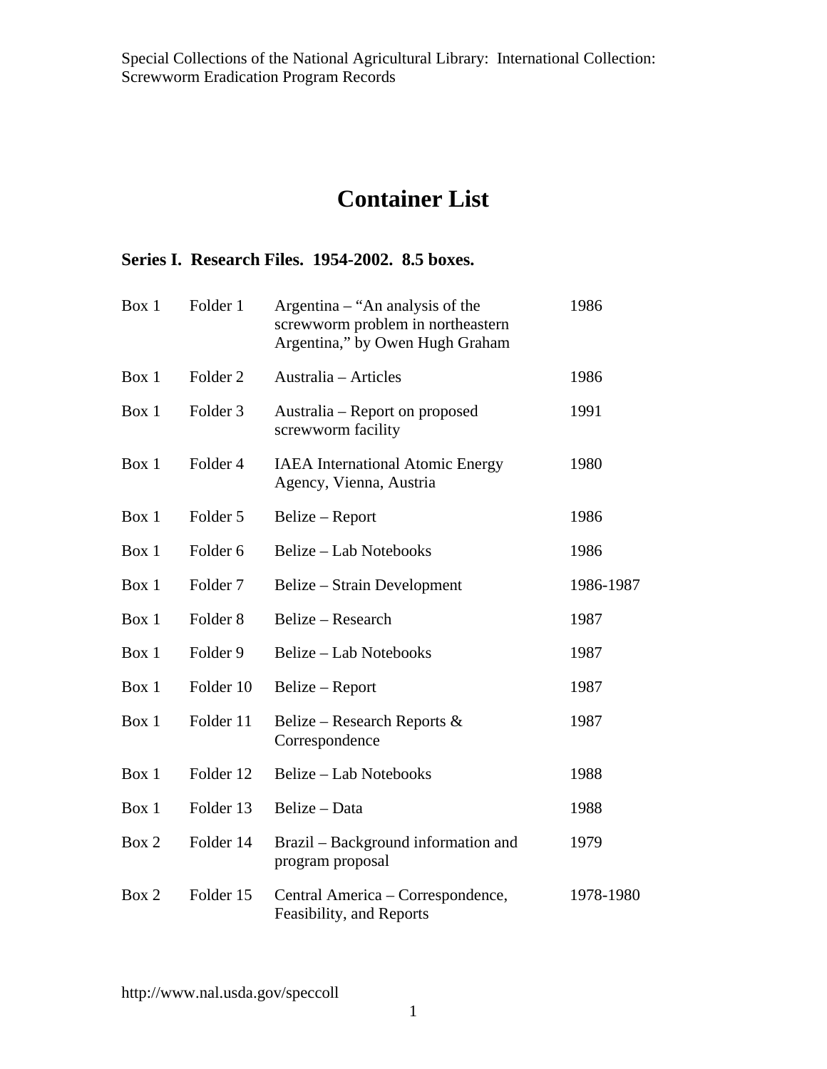# Container List

### Series I. Research Files. 1954-2002. 8.5 boxes.

| | | | |
|---|---|---|---|
| Box 1 | Folder 1 | Argentina – "An analysis of the screwworm problem in northeastern Argentina," by Owen Hugh Graham | 1986 |
| Box 1 | Folder 2 | Australia – Articles | 1986 |
| Box 1 | Folder 3 | Australia – Report on proposed screwworm facility | 1991 |
| Box 1 | Folder 4 | IAEA International Atomic Energy Agency, Vienna, Austria | 1980 |
| Box 1 | Folder 5 | Belize – Report | 1986 |
| Box 1 | Folder 6 | Belize – Lab Notebooks | 1986 |
| Box 1 | Folder 7 | Belize – Strain Development | 1986-1987 |
| Box 1 | Folder 8 | Belize – Research | 1987 |
| Box 1 | Folder 9 | Belize – Lab Notebooks | 1987 |
| Box 1 | Folder 10 | Belize – Report | 1987 |
| Box 1 | Folder 11 | Belize – Research Reports & Correspondence | 1987 |
| Box 1 | Folder 12 | Belize – Lab Notebooks | 1988 |
| Box 1 | Folder 13 | Belize – Data | 1988 |
| Box 2 | Folder 14 | Brazil – Background information and program proposal | 1979 |
| Box 2 | Folder 15 | Central America – Correspondence, Feasibility, and Reports | 1978-1980 |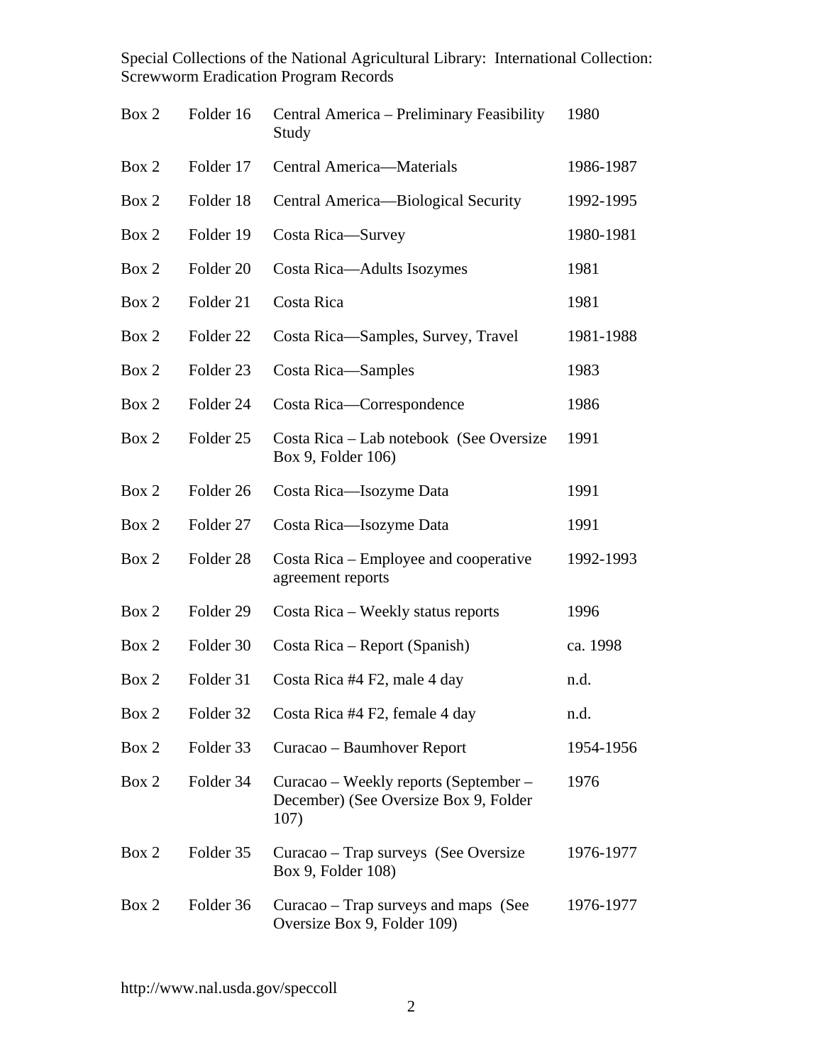| Box 2 | Folder 16 | Central America – Preliminary Feasibility Study | 1980 |
|---|---|---|---|
| Box 2 | Folder 17 | Central America—Materials | 1986-1987 |
| Box 2 | Folder 18 | Central America—Biological Security | 1992-1995 |
| Box 2 | Folder 19 | Costa Rica—Survey | 1980-1981 |
| Box 2 | Folder 20 | Costa Rica—Adults Isozymes | 1981 |
| Box 2 | Folder 21 | Costa Rica | 1981 |
| Box 2 | Folder 22 | Costa Rica—Samples, Survey, Travel | 1981-1988 |
| Box 2 | Folder 23 | Costa Rica—Samples | 1983 |
| Box 2 | Folder 24 | Costa Rica—Correspondence | 1986 |
| Box 2 | Folder 25 | Costa Rica – Lab notebook (See Oversize Box 9, Folder 106) | 1991 |
| Box 2 | Folder 26 | Costa Rica—Isozyme Data | 1991 |
| Box 2 | Folder 27 | Costa Rica—Isozyme Data | 1991 |
| Box 2 | Folder 28 | Costa Rica – Employee and cooperative agreement reports | 1992-1993 |
| Box 2 | Folder 29 | Costa Rica – Weekly status reports | 1996 |
| Box 2 | Folder 30 | Costa Rica – Report (Spanish) | ca. 1998 |
| Box 2 | Folder 31 | Costa Rica #4 F2, male 4 day | n.d. |
| Box 2 | Folder 32 | Costa Rica #4 F2, female 4 day | n.d. |
| Box 2 | Folder 33 | Curacao – Baumhover Report | 1954-1956 |
| Box 2 | Folder 34 | Curacao – Weekly reports (September – December) (See Oversize Box 9, Folder 107) | 1976 |
| Box 2 | Folder 35 | Curacao – Trap surveys (See Oversize Box 9, Folder 108) | 1976-1977 |
| Box 2 | Folder 36 | Curacao – Trap surveys and maps (See Oversize Box 9, Folder 109) | 1976-1977 |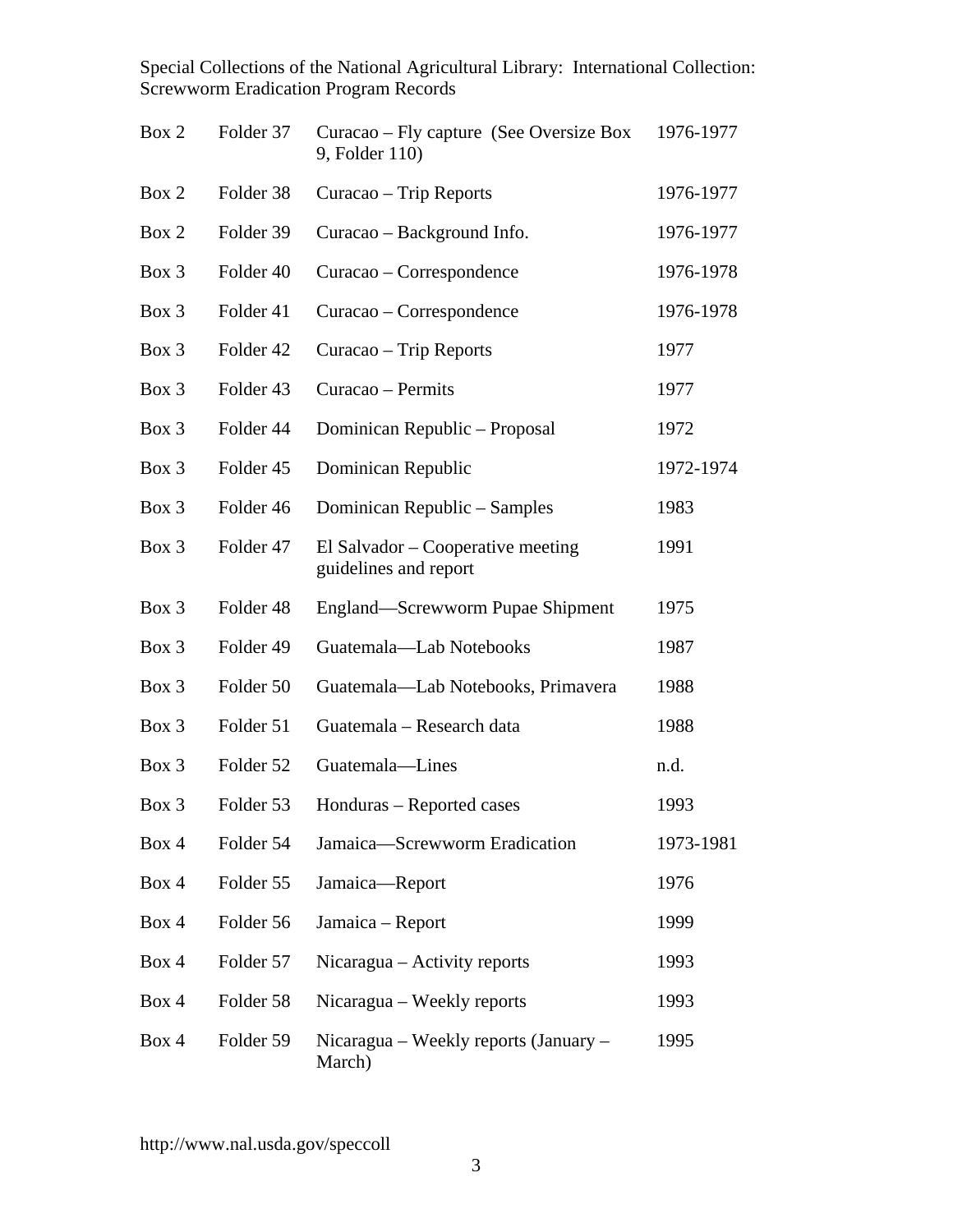| | | | |
|---|---|---|---|
| Box 2 | Folder 37 | Curacao – Fly capture (See Oversize Box 9, Folder 110) | 1976-1977 |
| Box 2 | Folder 38 | Curacao – Trip Reports | 1976-1977 |
| Box 2 | Folder 39 | Curacao – Background Info. | 1976-1977 |
| Box 3 | Folder 40 | Curacao – Correspondence | 1976-1978 |
| Box 3 | Folder 41 | Curacao – Correspondence | 1976-1978 |
| Box 3 | Folder 42 | Curacao – Trip Reports | 1977 |
| Box 3 | Folder 43 | Curacao – Permits | 1977 |
| Box 3 | Folder 44 | Dominican Republic – Proposal | 1972 |
| Box 3 | Folder 45 | Dominican Republic | 1972-1974 |
| Box 3 | Folder 46 | Dominican Republic – Samples | 1983 |
| Box 3 | Folder 47 | El Salvador – Cooperative meeting guidelines and report | 1991 |
| Box 3 | Folder 48 | England—Screwworm Pupae Shipment | 1975 |
| Box 3 | Folder 49 | Guatemala—Lab Notebooks | 1987 |
| Box 3 | Folder 50 | Guatemala—Lab Notebooks, Primavera | 1988 |
| Box 3 | Folder 51 | Guatemala – Research data | 1988 |
| Box 3 | Folder 52 | Guatemala—Lines | n.d. |
| Box 3 | Folder 53 | Honduras – Reported cases | 1993 |
| Box 4 | Folder 54 | Jamaica—Screwworm Eradication | 1973-1981 |
| Box 4 | Folder 55 | Jamaica—Report | 1976 |
| Box 4 | Folder 56 | Jamaica – Report | 1999 |
| Box 4 | Folder 57 | Nicaragua – Activity reports | 1993 |
| Box 4 | Folder 58 | Nicaragua – Weekly reports | 1993 |
| Box 4 | Folder 59 | Nicaragua – Weekly reports (January – March) | 1995 |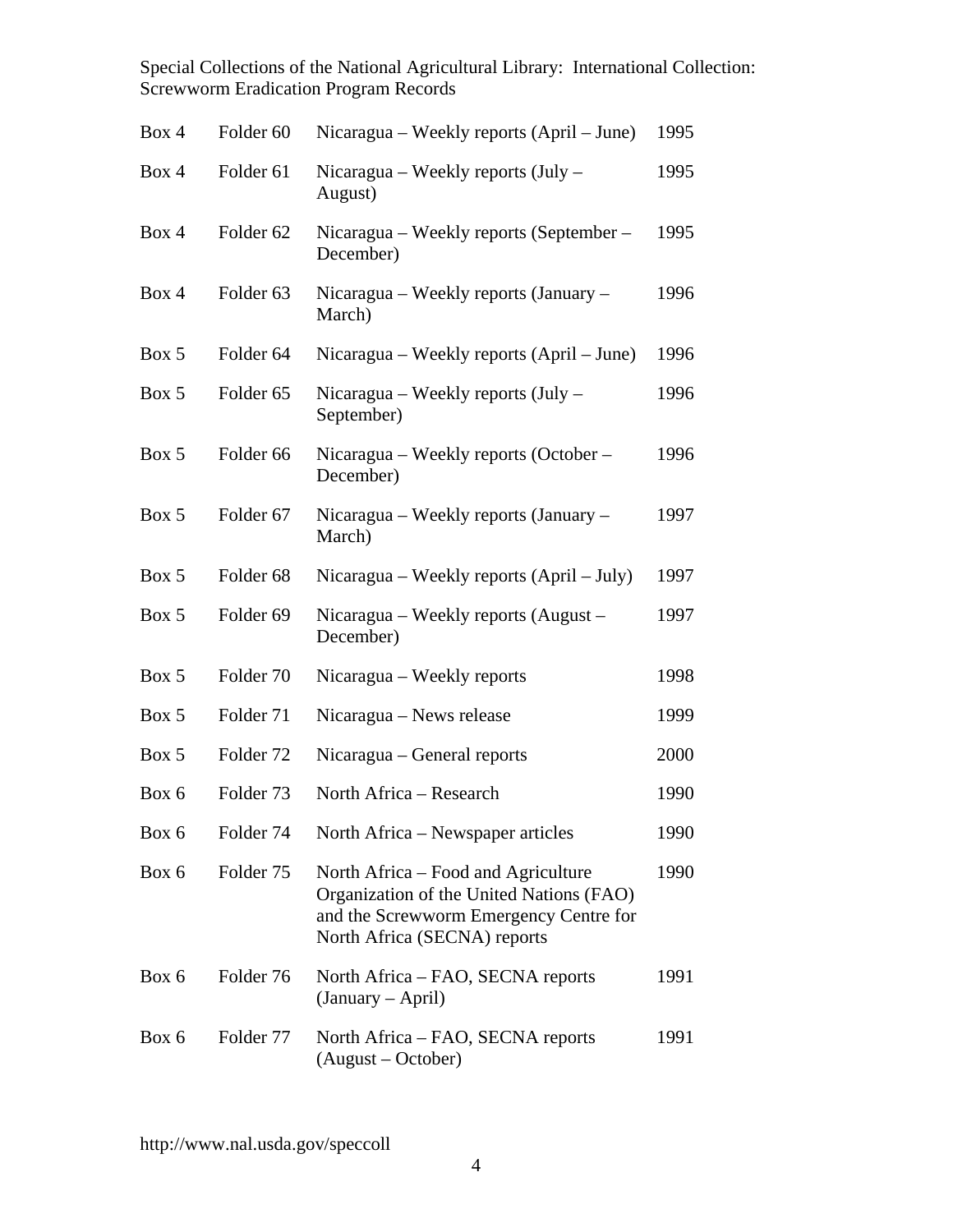| | | | |
|---|---|---|---|
| Box 4 | Folder 60 | Nicaragua – Weekly reports (April – June) | 1995 |
| Box 4 | Folder 61 | Nicaragua – Weekly reports (July – August) | 1995 |
| Box 4 | Folder 62 | Nicaragua – Weekly reports (September – December) | 1995 |
| Box 4 | Folder 63 | Nicaragua – Weekly reports (January – March) | 1996 |
| Box 5 | Folder 64 | Nicaragua – Weekly reports (April – June) | 1996 |
| Box 5 | Folder 65 | Nicaragua – Weekly reports (July – September) | 1996 |
| Box 5 | Folder 66 | Nicaragua – Weekly reports (October – December) | 1996 |
| Box 5 | Folder 67 | Nicaragua – Weekly reports (January – March) | 1997 |
| Box 5 | Folder 68 | Nicaragua – Weekly reports (April – July) | 1997 |
| Box 5 | Folder 69 | Nicaragua – Weekly reports (August – December) | 1997 |
| Box 5 | Folder 70 | Nicaragua – Weekly reports | 1998 |
| Box 5 | Folder 71 | Nicaragua – News release | 1999 |
| Box 5 | Folder 72 | Nicaragua – General reports | 2000 |
| Box 6 | Folder 73 | North Africa – Research | 1990 |
| Box 6 | Folder 74 | North Africa – Newspaper articles | 1990 |
| Box 6 | Folder 75 | North Africa – Food and Agriculture Organization of the United Nations (FAO) and the Screwworm Emergency Centre for North Africa (SECNA) reports | 1990 |
| Box 6 | Folder 76 | North Africa – FAO, SECNA reports (January – April) | 1991 |
| Box 6 | Folder 77 | North Africa – FAO, SECNA reports (August – October) | 1991 |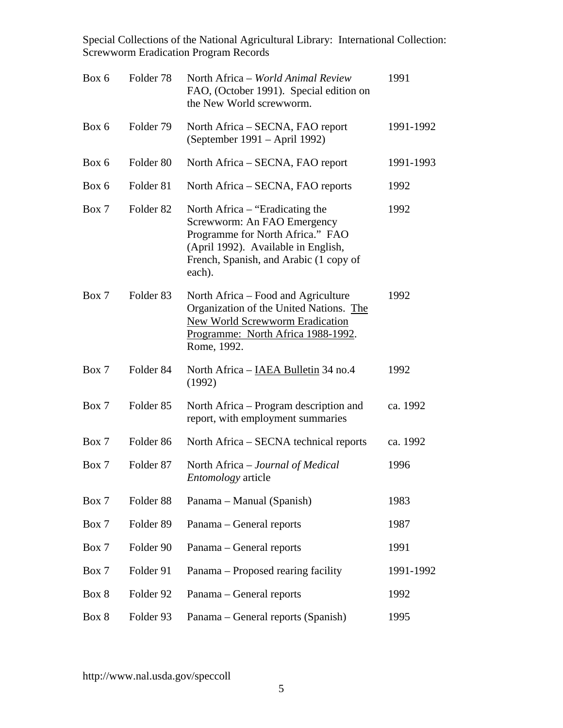| | | | |
|---|---|---|---|
| Box 6 | Folder 78 | North Africa – *World Animal Review* FAO, (October 1991). Special edition on the New World screwworm. | 1991 |
| Box 6 | Folder 79 | North Africa – SECNA, FAO report (September 1991 – April 1992) | 1991-1992 |
| Box 6 | Folder 80 | North Africa – SECNA, FAO report | 1991-1993 |
| Box 6 | Folder 81 | North Africa – SECNA, FAO reports | 1992 |
| Box 7 | Folder 82 | North Africa – "Eradicating the Screwworm: An FAO Emergency Programme for North Africa." FAO (April 1992). Available in English, French, Spanish, and Arabic (1 copy of each). | 1992 |
| Box 7 | Folder 83 | North Africa – Food and Agriculture Organization of the United Nations. <u>The New World Screwworm Eradication Programme: North Africa 1988-1992</u>. Rome, 1992. | 1992 |
| Box 7 | Folder 84 | North Africa – <u>IAEA Bulletin</u> 34 no.4 (1992) | 1992 |
| Box 7 | Folder 85 | North Africa – Program description and report, with employment summaries | ca. 1992 |
| Box 7 | Folder 86 | North Africa – SECNA technical reports | ca. 1992 |
| Box 7 | Folder 87 | North Africa – *Journal of Medical Entomology* article | 1996 |
| Box 7 | Folder 88 | Panama – Manual (Spanish) | 1983 |
| Box 7 | Folder 89 | Panama – General reports | 1987 |
| Box 7 | Folder 90 | Panama – General reports | 1991 |
| Box 7 | Folder 91 | Panama – Proposed rearing facility | 1991-1992 |
| Box 8 | Folder 92 | Panama – General reports | 1992 |
| Box 8 | Folder 93 | Panama – General reports (Spanish) | 1995 |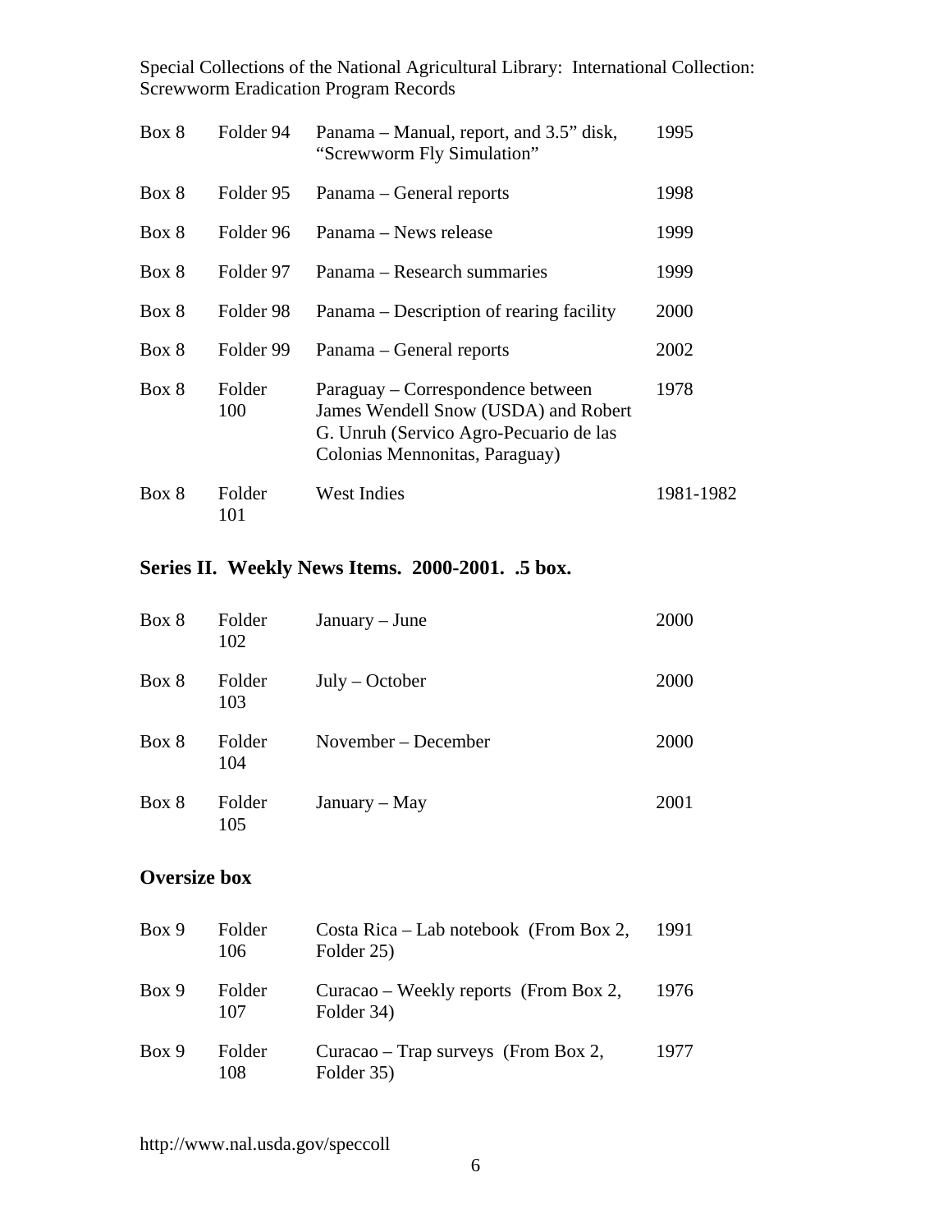| | | | |
|---|---|---|---|
| Box 8 | Folder 94 | Panama – Manual, report, and 3.5" disk, "Screwworm Fly Simulation" | 1995 |
| Box 8 | Folder 95 | Panama – General reports | 1998 |
| Box 8 | Folder 96 | Panama – News release | 1999 |
| Box 8 | Folder 97 | Panama – Research summaries | 1999 |
| Box 8 | Folder 98 | Panama – Description of rearing facility | 2000 |
| Box 8 | Folder 99 | Panama – General reports | 2002 |
| Box 8 | Folder 100 | Paraguay – Correspondence between James Wendell Snow (USDA) and Robert G. Unruh (Servico Agro-Pecuario de las Colonias Mennonitas, Paraguay) | 1978 |
| Box 8 | Folder 101 | West Indies | 1981-1982 |

## Series II. Weekly News Items. 2000-2001. .5 box.

| | | | |
|---|---|---|---|
| Box 8 | Folder 102 | January – June | 2000 |
| Box 8 | Folder 103 | July – October | 2000 |
| Box 8 | Folder 104 | November – December | 2000 |
| Box 8 | Folder 105 | January – May | 2001 |

## Oversize box

| | | | |
|---|---|---|---|
| Box 9 | Folder 106 | Costa Rica – Lab notebook (From Box 2, Folder 25) | 1991 |
| Box 9 | Folder 107 | Curacao – Weekly reports (From Box 2, Folder 34) | 1976 |
| Box 9 | Folder 108 | Curacao – Trap surveys (From Box 2, Folder 35) | 1977 |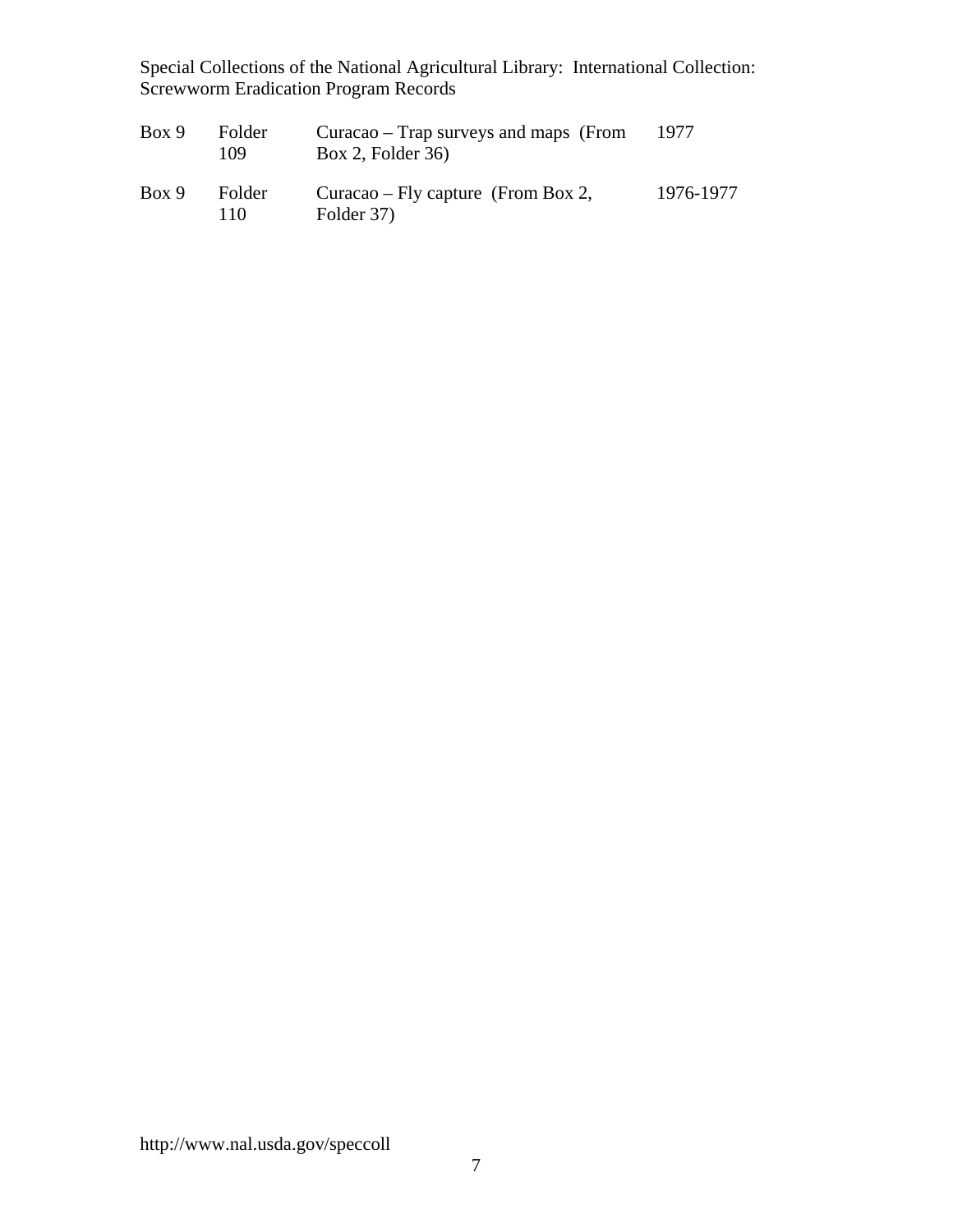| | | | |
|---|---|---|---|
| Box 9 | Folder 109 | Curacao – Trap surveys and maps (From Box 2, Folder 36) | 1977 |
| Box 9 | Folder 110 | Curacao – Fly capture (From Box 2, Folder 37) | 1976-1977 |

http://www.nal.usda.gov/speccoll